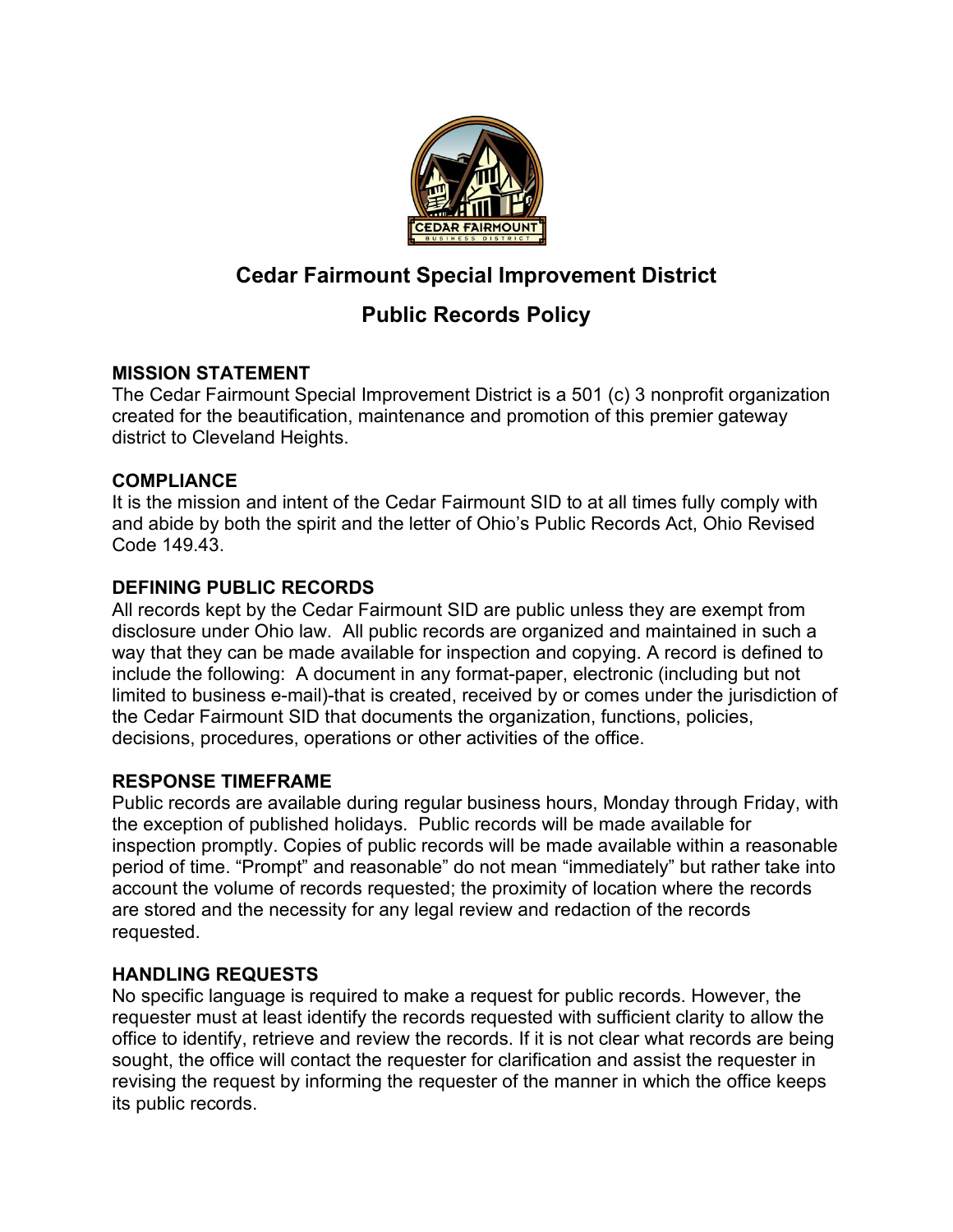# Cedar Fairmount Special Improvement District

## Public Records Policy

### MISSION STATEMENT

The Cedar Fairmount Special Improvement District is a 501 (c) 3 nonprofit organization created for the beautification, maintenance and promotion of this premier gateway district to Cleveland Heights.

### COMPLIANCE

It is the mission and intent of the Cedar Fairmount SID to at all times fully comply with and abide by both the spirit and the letter of Ohio's Public Records Act, Ohio Revised Code 149.43.

### DEFINING PUBLIC RECORDS

All records kept by the Cedar Fairmount SID are public unless they are exempt from disclosure under Ohio law. All public records are organized and maintained in such a way that they can be made available for inspection and copying. A record is defined to include the following: A document in any format-paper, electronic (including but not limited to business e-mail)-that is created, received by or comes under the jurisdiction of the Cedar Fairmount SID that documents the organization, functions, policies, decisions, procedures, operations or other activities of the office.

### RESPONSE TIMEFRAME

Public records are available during regular business hours, Monday through Friday, with the exception of published holidays. Public records will be made available for inspection promptly. Copies of public records will be made available within a reasonable period of time. "Prompt" and reasonable" do not mean "immediately" but rather take into account the volume of records requested; the proximity of location where the records are stored and the necessity for any legal review and redaction of the records requested.

### HANDLING REQUESTS

No specific language is required to make a request for public records. However, the requester must at least identify the records requested with sufficient clarity to allow the office to identify, retrieve and review the records. If it is not clear what records are being sought, the office will contact the requester for clarification and assist the requester in revising the request by informing the requester of the manner in which the office keeps its public records.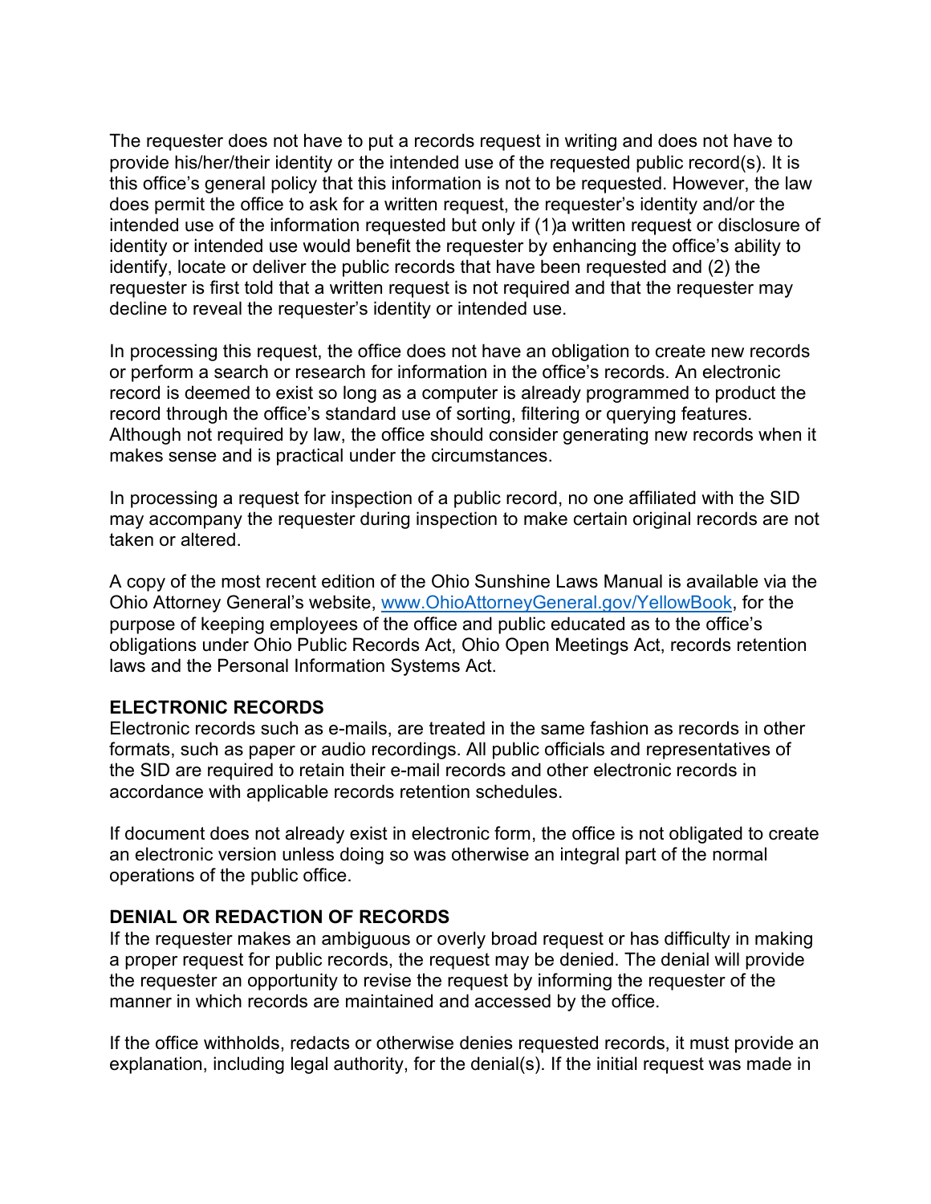The requester does not have to put a records request in writing and does not have to provide his/her/their identity or the intended use of the requested public record(s). It is this office's general policy that this information is not to be requested. However, the law does permit the office to ask for a written request, the requester's identity and/or the intended use of the information requested but only if (1)a written request or disclosure of identity or intended use would benefit the requester by enhancing the office's ability to identify, locate or deliver the public records that have been requested and (2) the requester is first told that a written request is not required and that the requester may decline to reveal the requester's identity or intended use.

In processing this request, the office does not have an obligation to create new records or perform a search or research for information in the office's records. An electronic record is deemed to exist so long as a computer is already programmed to product the record through the office's standard use of sorting, filtering or querying features. Although not required by law, the office should consider generating new records when it makes sense and is practical under the circumstances.

In processing a request for inspection of a public record, no one affiliated with the SID may accompany the requester during inspection to make certain original records are not taken or altered.

A copy of the most recent edition of the Ohio Sunshine Laws Manual is available via the Ohio Attorney General's website, [www.OhioAttorneyGeneral.gov/YellowBook](http://www.OhioAttorneyGeneral.gov/YellowBook), for the purpose of keeping employees of the office and public educated as to the office's obligations under Ohio Public Records Act, Ohio Open Meetings Act, records retention laws and the Personal Information Systems Act.

**ELECTRONIC RECORDS**

Electronic records such as e-mails, are treated in the same fashion as records in other formats, such as paper or audio recordings. All public officials and representatives of the SID are required to retain their e-mail records and other electronic records in accordance with applicable records retention schedules.

If document does not already exist in electronic form, the office is not obligated to create an electronic version unless doing so was otherwise an integral part of the normal operations of the public office.

**DENIAL OR REDACTION OF RECORDS**

If the requester makes an ambiguous or overly broad request or has difficulty in making a proper request for public records, the request may be denied. The denial will provide the requester an opportunity to revise the request by informing the requester of the manner in which records are maintained and accessed by the office.

If the office withholds, redacts or otherwise denies requested records, it must provide an explanation, including legal authority, for the denial(s). If the initial request was made in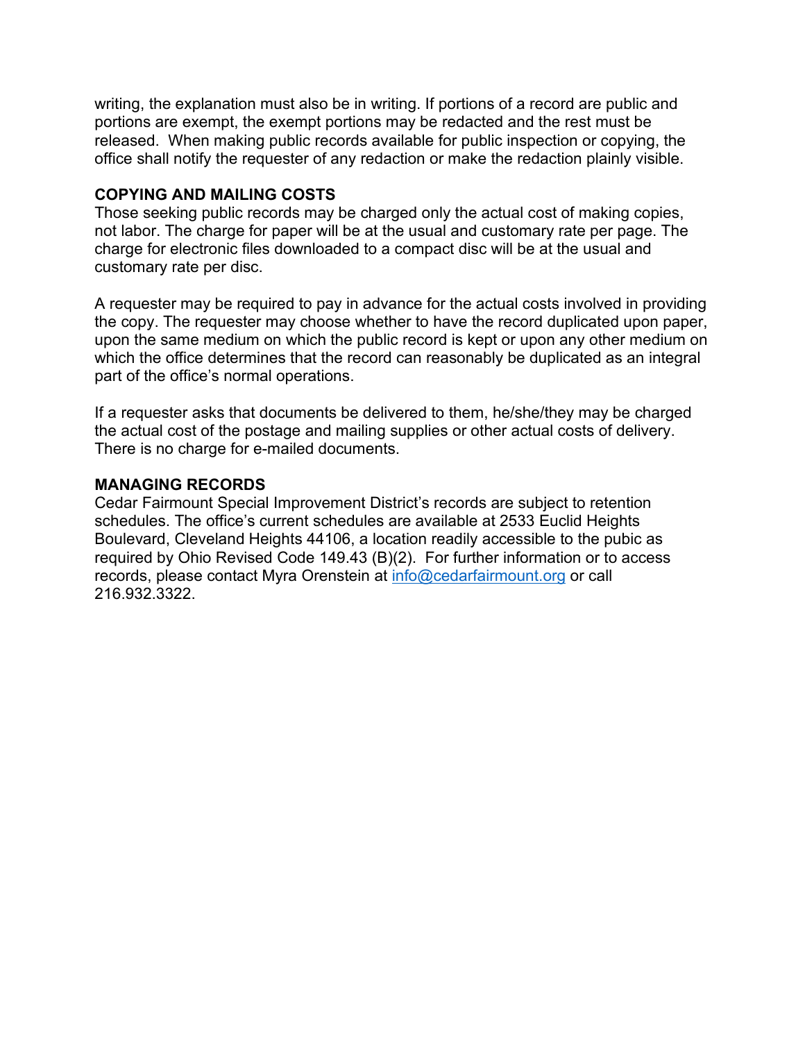writing, the explanation must also be in writing. If portions of a record are public and portions are exempt, the exempt portions may be redacted and the rest must be released. When making public records available for public inspection or copying, the office shall notify the requester of any redaction or make the redaction plainly visible.

**COPYING AND MAILING COSTS**

Those seeking public records may be charged only the actual cost of making copies, not labor. The charge for paper will be at the usual and customary rate per page. The charge for electronic files downloaded to a compact disc will be at the usual and customary rate per disc.

A requester may be required to pay in advance for the actual costs involved in providing the copy. The requester may choose whether to have the record duplicated upon paper, upon the same medium on which the public record is kept or upon any other medium on which the office determines that the record can reasonably be duplicated as an integral part of the office's normal operations.

If a requester asks that documents be delivered to them, he/she/they may be charged the actual cost of the postage and mailing supplies or other actual costs of delivery. There is no charge for e-mailed documents.

**MANAGING RECORDS**

Cedar Fairmount Special Improvement District's records are subject to retention schedules. The office's current schedules are available at 2533 Euclid Heights Boulevard, Cleveland Heights 44106, a location readily accessible to the pubic as required by Ohio Revised Code 149.43 (B)(2). For further information or to access records, please contact Myra Orenstein at info@cedarfairmount.org or call 216.932.3322.